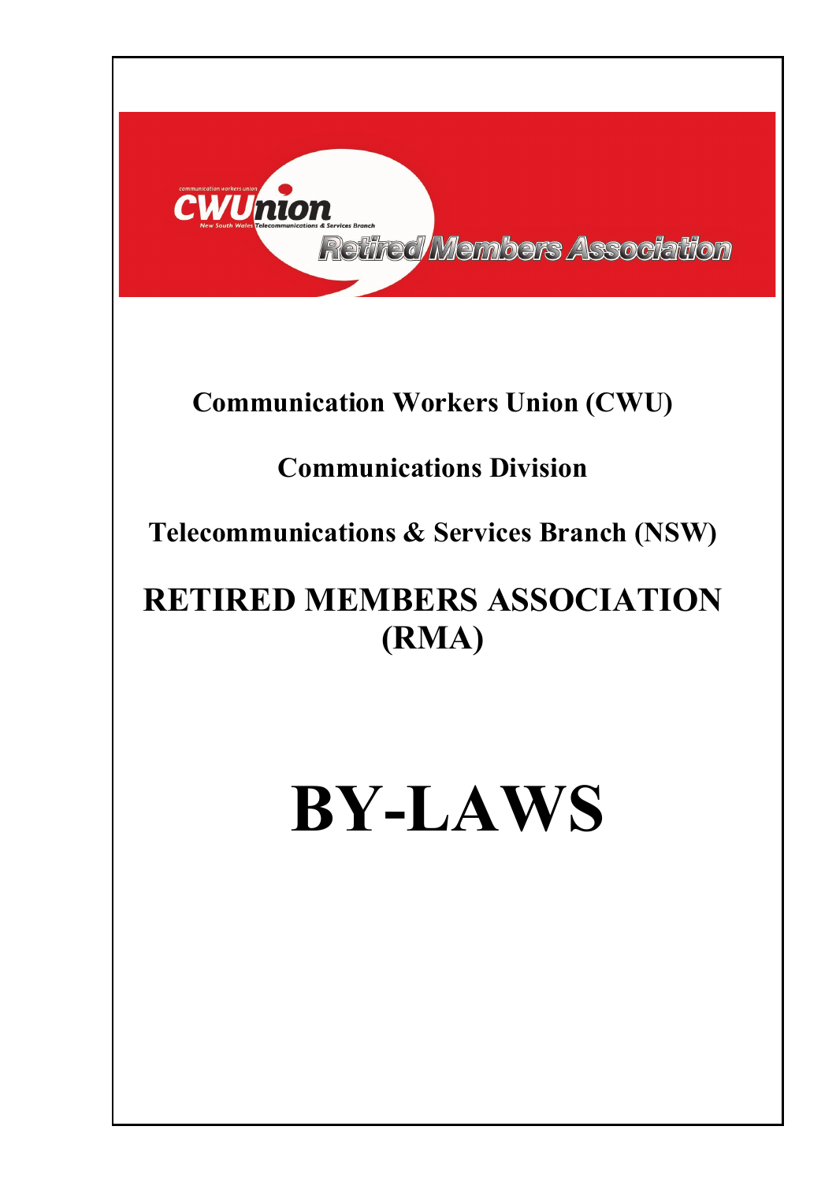communication workers union

CWUnion

New South Wales Telecommunications & Services Branch

Retired Members Association

**Communication Workers Union (CWU)**

**Communications Division**

**Telecommunications & Services Branch (NSW)**

## RETIRED MEMBERS ASSOCIATION (RMA)

# BY-LAWS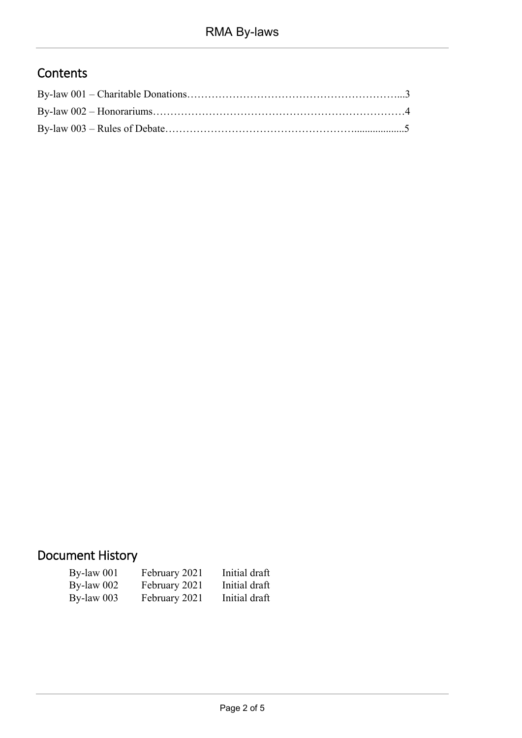## Contents

By-law 001 – Charitable Donations……………………………………………………...3

By-law 002 – Honorariums………………………………………………………………4

By-law 003 – Rules of Debate…………………………………………….....................5

## Document History

| By-law 001 | February 2021 | Initial draft |
|---|---|---|
| By-law 002 | February 2021 | Initial draft |
| By-law 003 | February 2021 | Initial draft |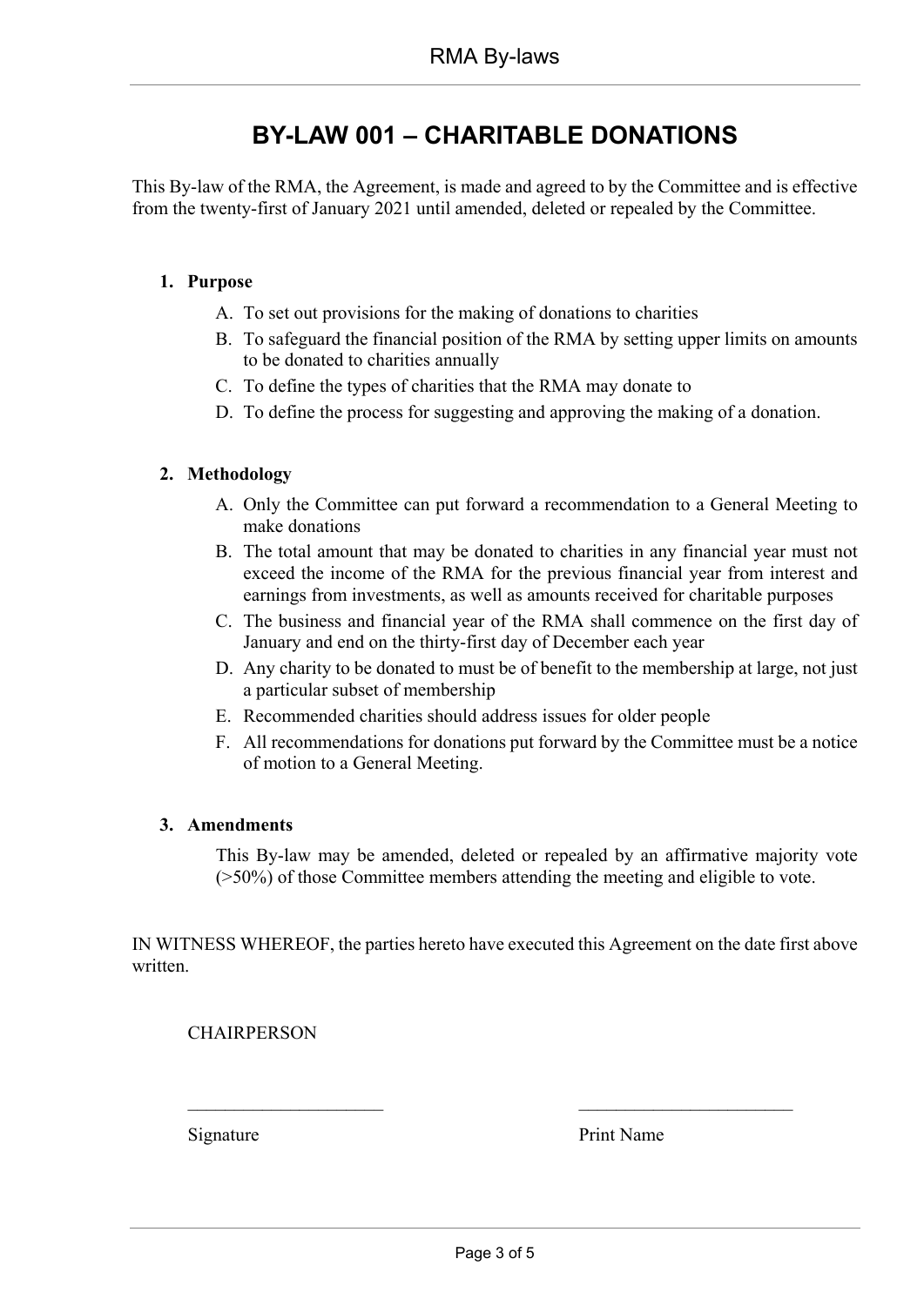# BY-LAW 001 – CHARITABLE DONATIONS

This By-law of the RMA, the Agreement, is made and agreed to by the Committee and is effective from the twenty-first of January 2021 until amended, deleted or repealed by the Committee.

**1. Purpose**

A. To set out provisions for the making of donations to charities

B. To safeguard the financial position of the RMA by setting upper limits on amounts to be donated to charities annually

C. To define the types of charities that the RMA may donate to

D. To define the process for suggesting and approving the making of a donation.

**2. Methodology**

A. Only the Committee can put forward a recommendation to a General Meeting to make donations

B. The total amount that may be donated to charities in any financial year must not exceed the income of the RMA for the previous financial year from interest and earnings from investments, as well as amounts received for charitable purposes

C. The business and financial year of the RMA shall commence on the first day of January and end on the thirty-first day of December each year

D. Any charity to be donated to must be of benefit to the membership at large, not just a particular subset of membership

E. Recommended charities should address issues for older people

F. All recommendations for donations put forward by the Committee must be a notice of motion to a General Meeting.

**3. Amendments**

This By-law may be amended, deleted or repealed by an affirmative majority vote (>50%) of those Committee members attending the meeting and eligible to vote.

IN WITNESS WHEREOF, the parties hereto have executed this Agreement on the date first above written.

CHAIRPERSON

\_\_\_\_\_\_\_\_\_\_\_\_\_\_\_\_\_\_\_\_\_\_ \_\_\_\_\_\_\_\_\_\_\_\_\_\_\_\_\_\_\_\_\_\_\_\_

Signature Print Name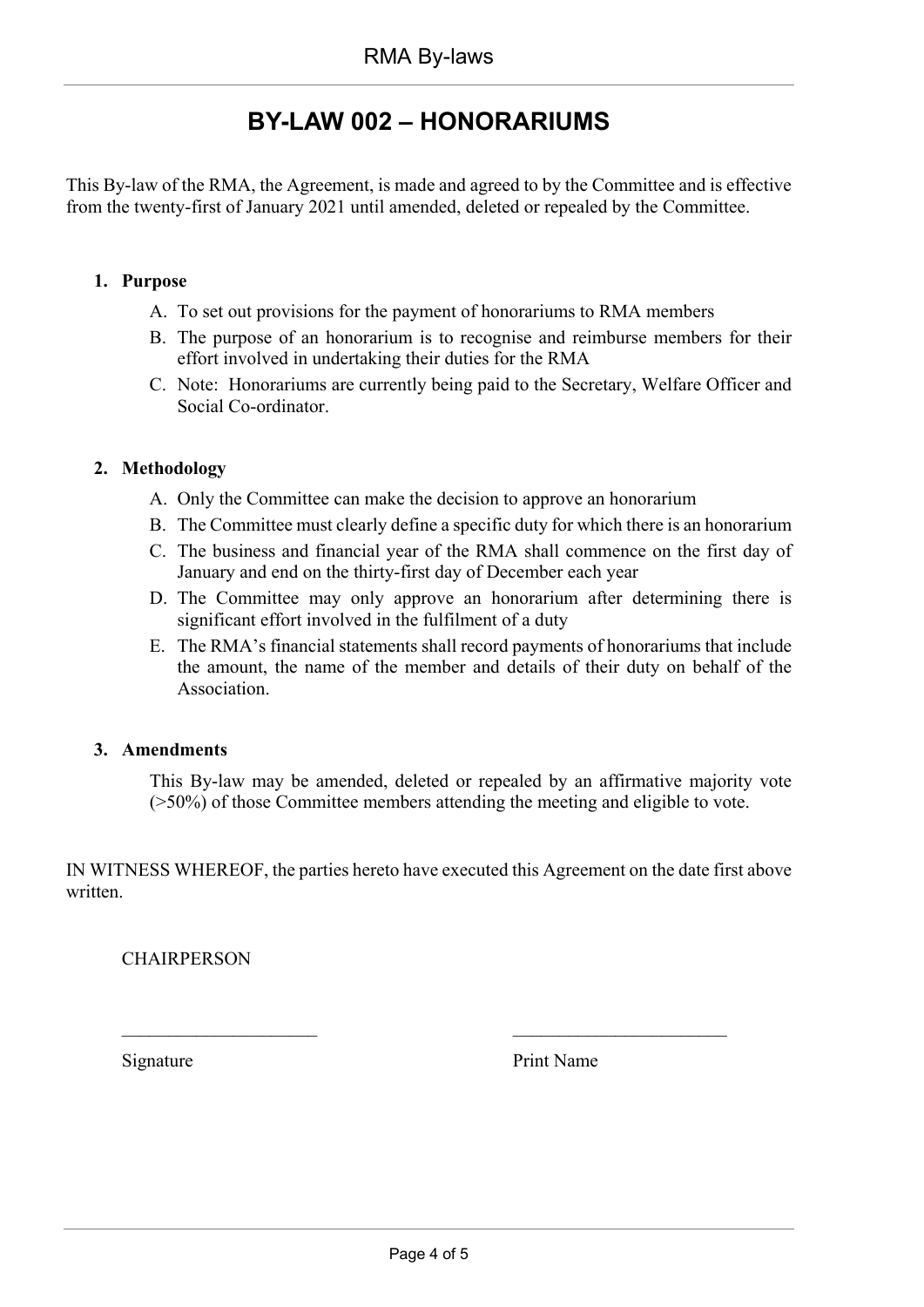# BY-LAW 002 – HONORARIUMS

This By-law of the RMA, the Agreement, is made and agreed to by the Committee and is effective from the twenty-first of January 2021 until amended, deleted or repealed by the Committee.

**1. Purpose**

A. To set out provisions for the payment of honorariums to RMA members

B. The purpose of an honorarium is to recognise and reimburse members for their effort involved in undertaking their duties for the RMA

C. Note: Honorariums are currently being paid to the Secretary, Welfare Officer and Social Co-ordinator.

**2. Methodology**

A. Only the Committee can make the decision to approve an honorarium

B. The Committee must clearly define a specific duty for which there is an honorarium

C. The business and financial year of the RMA shall commence on the first day of January and end on the thirty-first day of December each year

D. The Committee may only approve an honorarium after determining there is significant effort involved in the fulfilment of a duty

E. The RMA's financial statements shall record payments of honorariums that include the amount, the name of the member and details of their duty on behalf of the Association.

**3. Amendments**

This By-law may be amended, deleted or repealed by an affirmative majority vote (>50%) of those Committee members attending the meeting and eligible to vote.

IN WITNESS WHEREOF, the parties hereto have executed this Agreement on the date first above written.

CHAIRPERSON

_____________________ _______________________

Signature Print Name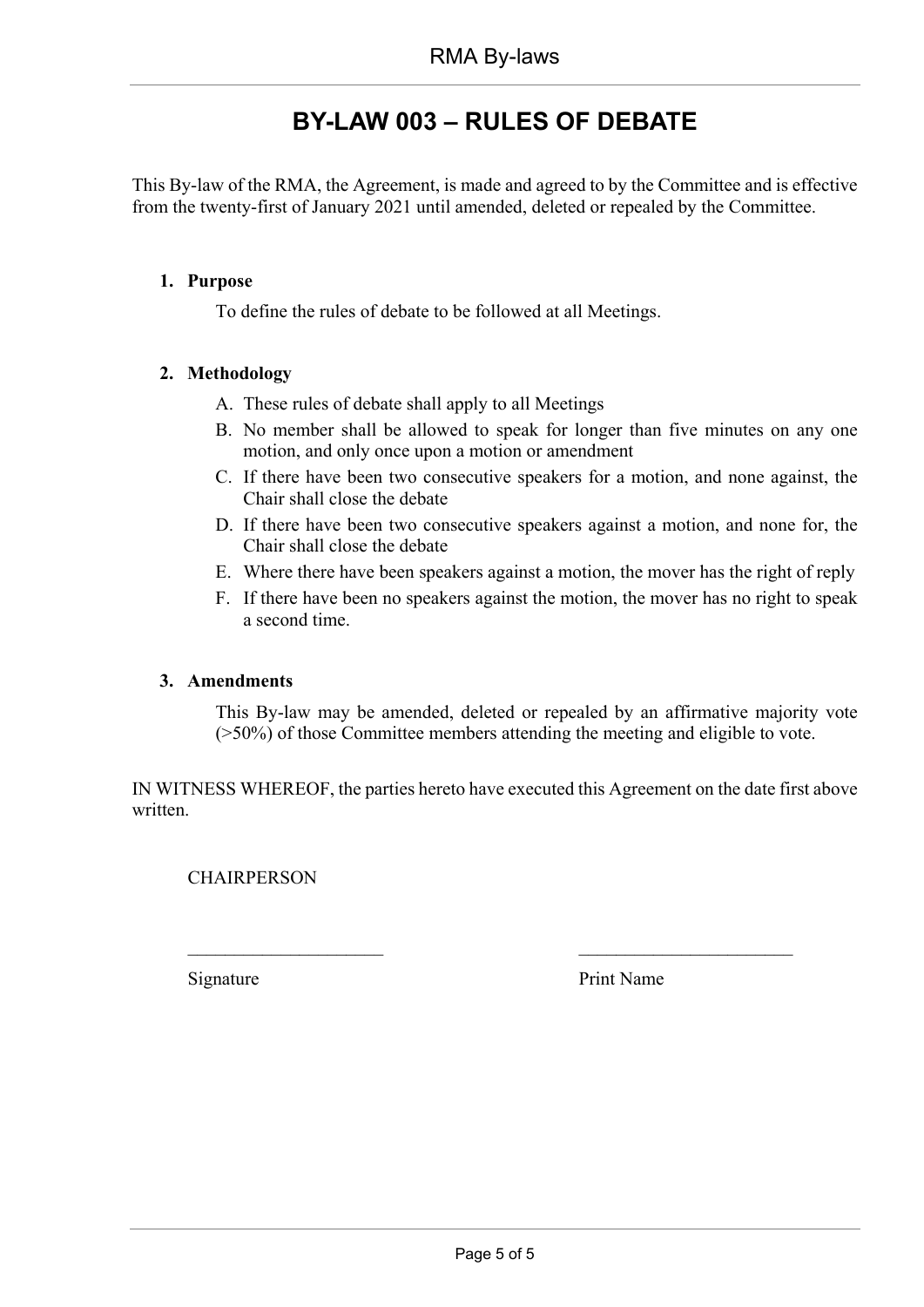# BY-LAW 003 – RULES OF DEBATE

This By-law of the RMA, the Agreement, is made and agreed to by the Committee and is effective from the twenty-first of January 2021 until amended, deleted or repealed by the Committee.

**1. Purpose**

To define the rules of debate to be followed at all Meetings.

**2. Methodology**

A. These rules of debate shall apply to all Meetings
B. No member shall be allowed to speak for longer than five minutes on any one motion, and only once upon a motion or amendment
C. If there have been two consecutive speakers for a motion, and none against, the Chair shall close the debate
D. If there have been two consecutive speakers against a motion, and none for, the Chair shall close the debate
E. Where there have been speakers against a motion, the mover has the right of reply
F. If there have been no speakers against the motion, the mover has no right to speak a second time.

**3. Amendments**

This By-law may be amended, deleted or repealed by an affirmative majority vote (>50%) of those Committee members attending the meeting and eligible to vote.

IN WITNESS WHEREOF, the parties hereto have executed this Agreement on the date first above written.

CHAIRPERSON

_____________________ _______________________

Signature Print Name